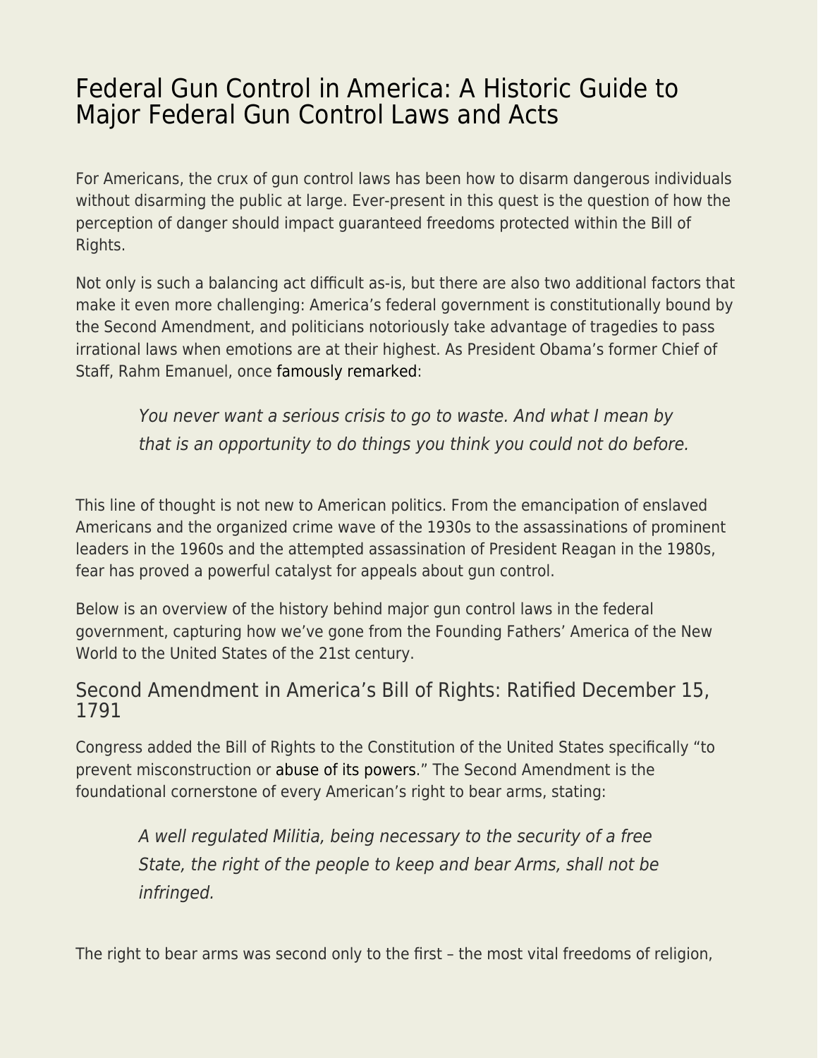# Federal Gun Control in America: A Historic Guide to Major Federal Gun Control Laws and Acts

For Americans, the crux of gun control laws has been how to disarm dangerous individuals without disarming the public at large. Ever-present in this quest is the question of how the perception of danger should impact guaranteed freedoms protected within the Bill of Rights.

Not only is such a balancing act difficult as-is, but there are also two additional factors that make it even more challenging: America's federal government is constitutionally bound by the Second Amendment, and politicians notoriously take advantage of tragedies to pass irrational laws when emotions are at their highest. As President Obama's former Chief of Staff, Rahm Emanuel, once famously remarked:

> *You never want a serious crisis to go to waste. And what I mean by that is an opportunity to do things you think you could not do before.*

This line of thought is not new to American politics. From the emancipation of enslaved Americans and the organized crime wave of the 1930s to the assassinations of prominent leaders in the 1960s and the attempted assassination of President Reagan in the 1980s, fear has proved a powerful catalyst for appeals about gun control.

Below is an overview of the history behind major gun control laws in the federal government, capturing how we've gone from the Founding Fathers' America of the New World to the United States of the 21st century.

## Second Amendment in America's Bill of Rights: Ratified December 15, 1791

Congress added the Bill of Rights to the Constitution of the United States specifically "to prevent misconstruction or abuse of its powers." The Second Amendment is the foundational cornerstone of every American's right to bear arms, stating:

> *A well regulated Militia, being necessary to the security of a free State, the right of the people to keep and bear Arms, shall not be infringed.*

The right to bear arms was second only to the first – the most vital freedoms of religion,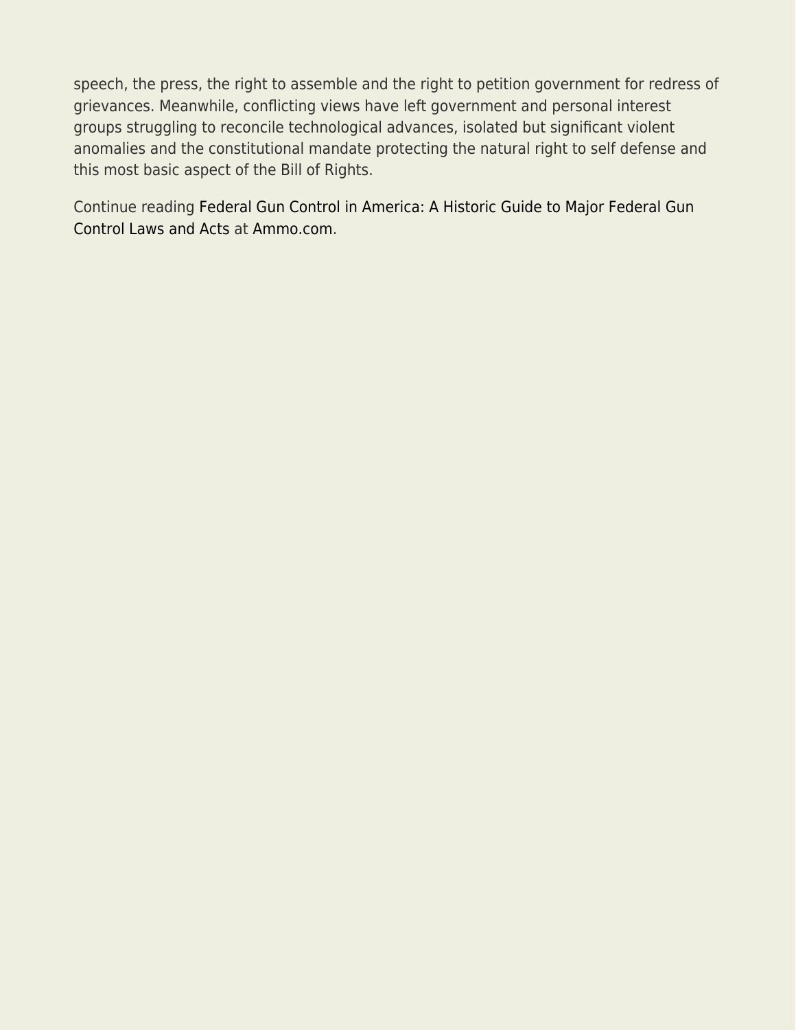speech, the press, the right to assemble and the right to petition government for redress of grievances. Meanwhile, conflicting views have left government and personal interest groups struggling to reconcile technological advances, isolated but significant violent anomalies and the constitutional mandate protecting the natural right to self defense and this most basic aspect of the Bill of Rights.

Continue reading Federal Gun Control in America: A Historic Guide to Major Federal Gun Control Laws and Acts at Ammo.com.